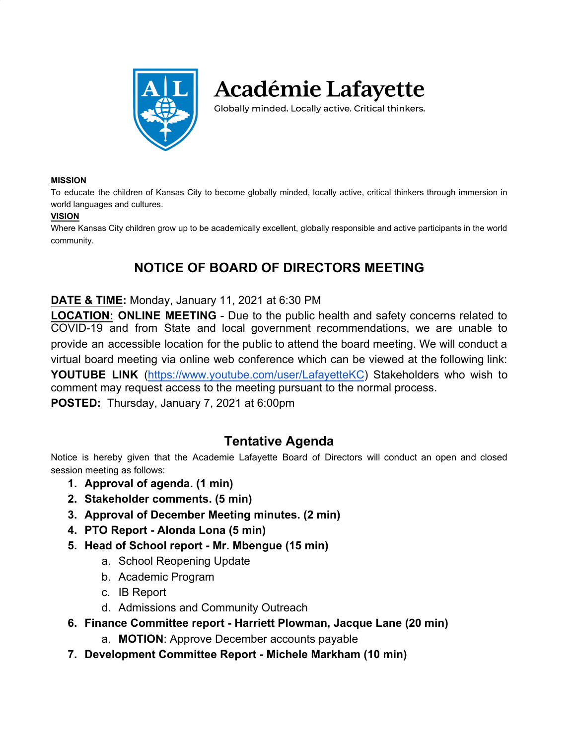# Académie Lafayette

Globally minded. Locally active. Critical thinkers.

**MISSION**

To educate the children of Kansas City to become globally minded, locally active, critical thinkers through immersion in world languages and cultures.

**VISION**

Where Kansas City children grow up to be academically excellent, globally responsible and active participants in the world community.

## NOTICE OF BOARD OF DIRECTORS MEETING

**DATE & TIME:** Monday, January 11, 2021 at 6:30 PM

**LOCATION: ONLINE MEETING** - Due to the public health and safety concerns related to COVID-19 and from State and local government recommendations, we are unable to provide an accessible location for the public to attend the board meeting. We will conduct a virtual board meeting via online web conference which can be viewed at the following link: **YOUTUBE LINK** (https://www.youtube.com/user/LafayetteKC) Stakeholders who wish to comment may request access to the meeting pursuant to the normal process.

**POSTED:** Thursday, January 7, 2021 at 6:00pm

## Tentative Agenda

Notice is hereby given that the Academie Lafayette Board of Directors will conduct an open and closed session meeting as follows:

1. **Approval of agenda. (1 min)**
2. **Stakeholder comments. (5 min)**
3. **Approval of December Meeting minutes. (2 min)**
4. **PTO Report - Alonda Lona (5 min)**
5. **Head of School report - Mr. Mbengue (15 min)**
   a. School Reopening Update
   b. Academic Program
   c. IB Report
   d. Admissions and Community Outreach
6. **Finance Committee report - Harriett Plowman, Jacque Lane (20 min)**
   a. **MOTION**: Approve December accounts payable
7. **Development Committee Report - Michele Markham (10 min)**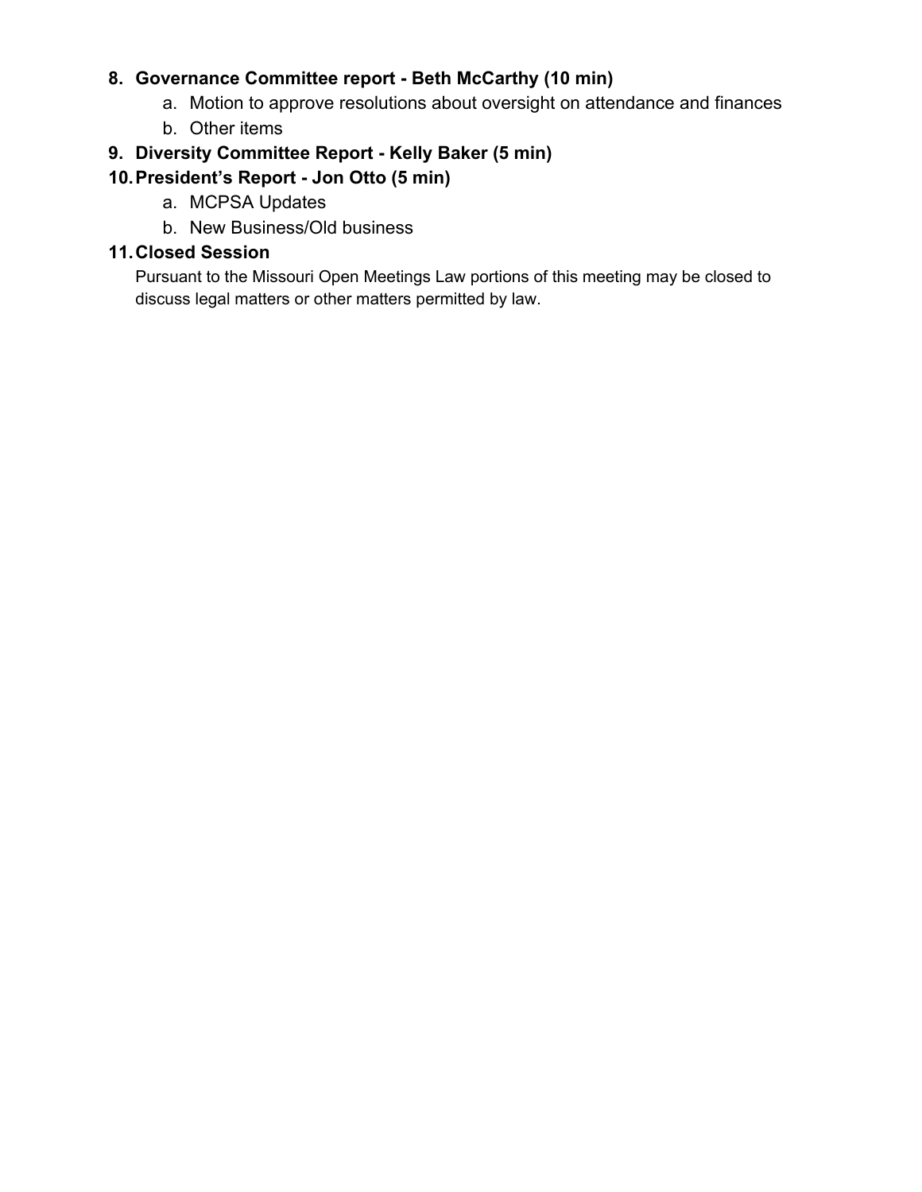8. **Governance Committee report - Beth McCarthy (10 min)**
    a. Motion to approve resolutions about oversight on attendance and finances
    b. Other items
9. **Diversity Committee Report - Kelly Baker (5 min)**
10. **President's Report - Jon Otto (5 min)**
    a. MCPSA Updates
    b. New Business/Old business
11. **Closed Session**

    Pursuant to the Missouri Open Meetings Law portions of this meeting may be closed to discuss legal matters or other matters permitted by law.